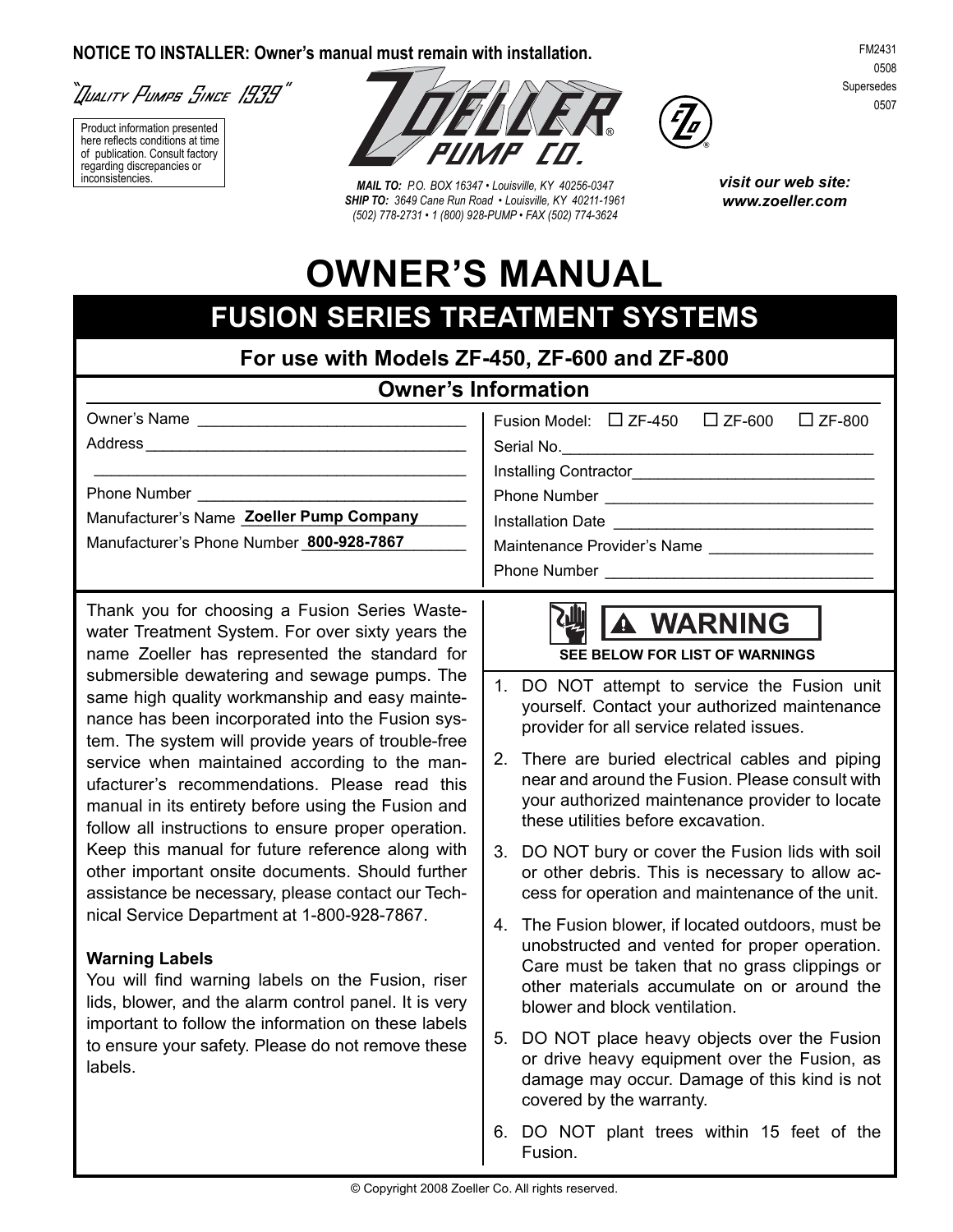**NOTICE TO INSTALLER: Owner's manual must remain with installation.**

FM2431
0508
Supersedes
0507

*"Quality Pumps Since 1939"*

Product information presented here reflects conditions at time of publication. Consult factory regarding discrepancies or inconsistencies.

ZOELLER PUMP CO.

***MAIL TO:*** *P.O. BOX 16347 • Louisville, KY 40256-0347*
***SHIP TO:*** *3649 Cane Run Road • Louisville, KY 40211-1961*
*(502) 778-2731 • 1 (800) 928-PUMP • FAX (502) 774-3624*

***visit our web site: www.zoeller.com***

# OWNER'S MANUAL

## FUSION SERIES TREATMENT SYSTEMS

### For use with Models ZF-450, ZF-600 and ZF-800

### Owner's Information

Owner's Name ______________________________

Address ___________________________________

___________________________________________

Phone Number ______________________________

Manufacturer's Name **Zoeller Pump Company**

Manufacturer's Phone Number **800-928-7867**

Fusion Model: ☐ ZF-450 ☐ ZF-600 ☐ ZF-800

Serial No. _________________________________

Installing Contractor ________________________

Phone Number ______________________________

Installation Date ____________________________

Maintenance Provider's Name _________________

Phone Number ______________________________

Thank you for choosing a Fusion Series Wastewater Treatment System. For over sixty years the name Zoeller has represented the standard for submersible dewatering and sewage pumps. The same high quality workmanship and easy maintenance has been incorporated into the Fusion system. The system will provide years of trouble-free service when maintained according to the manufacturer's recommendations. Please read this manual in its entirety before using the Fusion and follow all instructions to ensure proper operation. Keep this manual for future reference along with other important onsite documents. Should further assistance be necessary, please contact our Technical Service Department at 1-800-928-7867.

**Warning Labels**

You will find warning labels on the Fusion, riser lids, blower, and the alarm control panel. It is very important to follow the information on these labels to ensure your safety. Please do not remove these labels.

**⚠ WARNING**

**SEE BELOW FOR LIST OF WARNINGS**

1. DO NOT attempt to service the Fusion unit yourself. Contact your authorized maintenance provider for all service related issues.
2. There are buried electrical cables and piping near and around the Fusion. Please consult with your authorized maintenance provider to locate these utilities before excavation.
3. DO NOT bury or cover the Fusion lids with soil or other debris. This is necessary to allow access for operation and maintenance of the unit.
4. The Fusion blower, if located outdoors, must be unobstructed and vented for proper operation. Care must be taken that no grass clippings or other materials accumulate on or around the blower and block ventilation.
5. DO NOT place heavy objects over the Fusion or drive heavy equipment over the Fusion, as damage may occur. Damage of this kind is not covered by the warranty.
6. DO NOT plant trees within 15 feet of the Fusion.

© Copyright 2008 Zoeller Co. All rights reserved.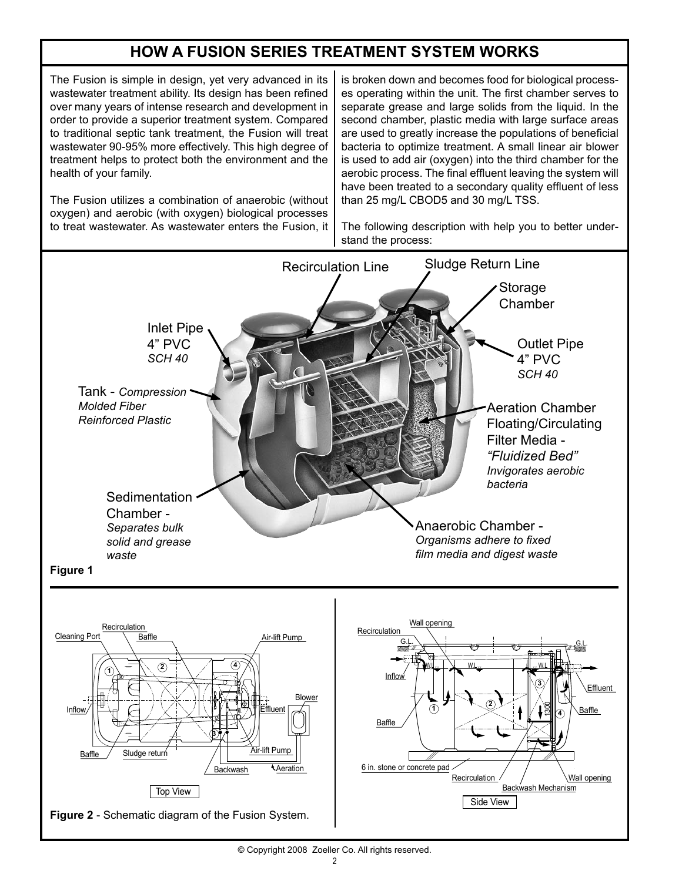# HOW A FUSION SERIES TREATMENT SYSTEM WORKS

The Fusion is simple in design, yet very advanced in its wastewater treatment ability. Its design has been refined over many years of intense research and development in order to provide a superior treatment system. Compared to traditional septic tank treatment, the Fusion will treat wastewater 90-95% more effectively. This high degree of treatment helps to protect both the environment and the health of your family.

The Fusion utilizes a combination of anaerobic (without oxygen) and aerobic (with oxygen) biological processes to treat wastewater. As wastewater enters the Fusion, it is broken down and becomes food for biological processes operating within the unit. The first chamber serves to separate grease and large solids from the liquid. In the second chamber, plastic media with large surface areas are used to greatly increase the populations of beneficial bacteria to optimize treatment. A small linear air blower is used to add air (oxygen) into the third chamber for the aerobic process. The final effluent leaving the system will have been treated to a secondary quality effluent of less than 25 mg/L CBOD5 and 30 mg/L TSS.

The following description with help you to better understand the process:

Recirculation Line

Sludge Return Line

Storage Chamber

Inlet Pipe 4" PVC *SCH 40*

Outlet Pipe 4" PVC *SCH 40*

Tank - *Compression Molded Fiber Reinforced Plastic*

Aeration Chamber Floating/Circulating Filter Media - *"Fluidized Bed" Invigorates aerobic bacteria*

Sedimentation Chamber - *Separates bulk solid and grease waste*

Anaerobic Chamber - *Organisms adhere to fixed film media and digest waste*

**Figure 1**

Top View: Cleaning Port, Recirculation, Baffle, Air-lift Pump, Inflow, Blower, Effluent, Baffle, Sludge return, Air-lift Pump, Backwash, Aeration

Side View: Recirculation, Wall opening, G.L, W.L, Inflow, Effluent, Baffle, Baffle, 1300, 6 in. stone or concrete pad, Recirculation, Backwash Mechanism, Wall opening

**Figure 2** - Schematic diagram of the Fusion System.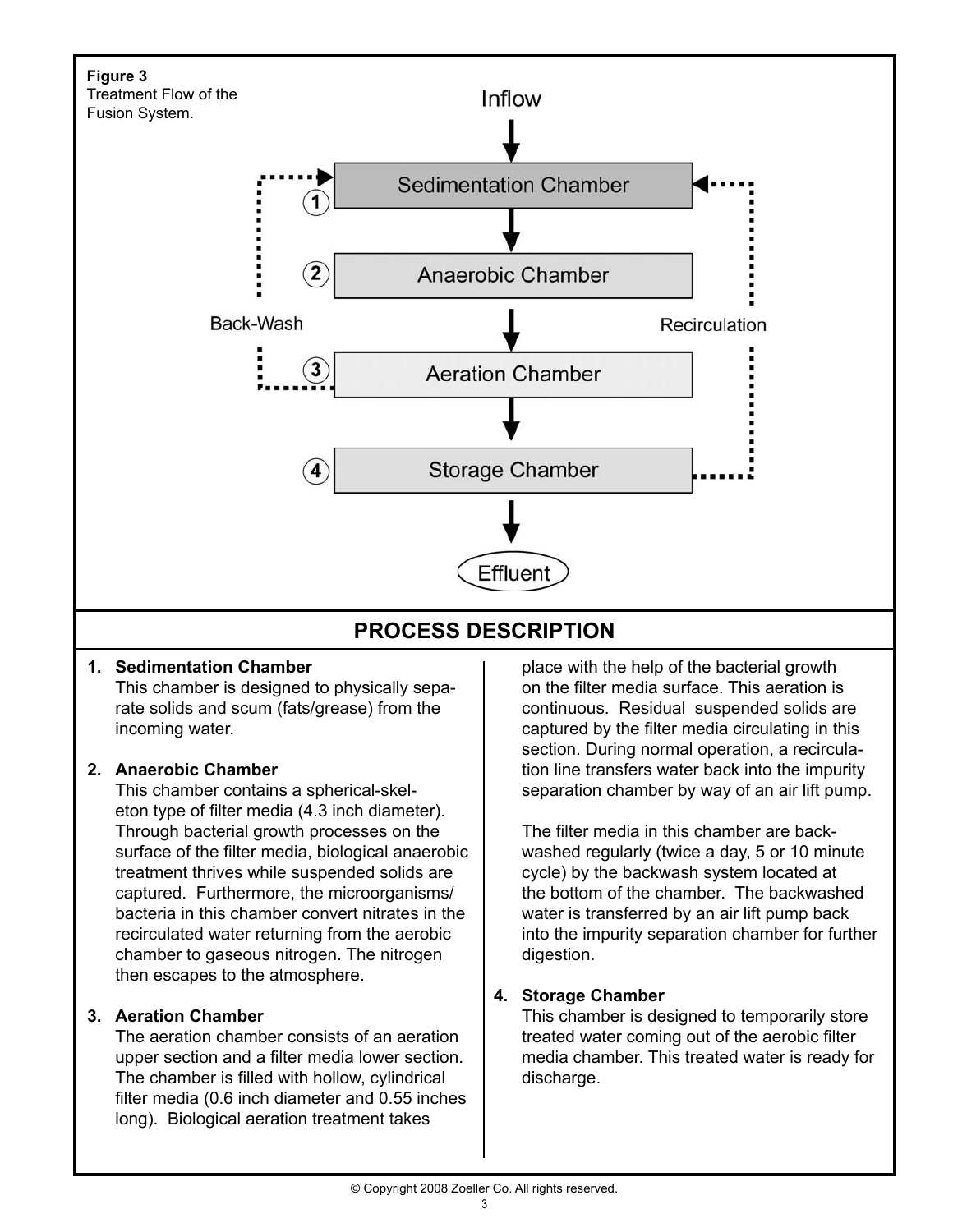**Figure 3**
Treatment Flow of the Fusion System.

Inflow

① Sedimentation Chamber

② Anaerobic Chamber

③ Aeration Chamber

④ Storage Chamber

Back-Wash

Recirculation

Effluent

## PROCESS DESCRIPTION

1. **Sedimentation Chamber**
   This chamber is designed to physically separate solids and scum (fats/grease) from the incoming water.

2. **Anaerobic Chamber**
   This chamber contains a spherical-skeleton type of filter media (4.3 inch diameter). Through bacterial growth processes on the surface of the filter media, biological anaerobic treatment thrives while suspended solids are captured. Furthermore, the microorganisms/bacteria in this chamber convert nitrates in the recirculated water returning from the aerobic chamber to gaseous nitrogen. The nitrogen then escapes to the atmosphere.

3. **Aeration Chamber**
   The aeration chamber consists of an aeration upper section and a filter media lower section. The chamber is filled with hollow, cylindrical filter media (0.6 inch diameter and 0.55 inches long). Biological aeration treatment takes place with the help of the bacterial growth on the filter media surface. This aeration is continuous. Residual suspended solids are captured by the filter media circulating in this section. During normal operation, a recirculation line transfers water back into the impurity separation chamber by way of an air lift pump.

   The filter media in this chamber are backwashed regularly (twice a day, 5 or 10 minute cycle) by the backwash system located at the bottom of the chamber. The backwashed water is transferred by an air lift pump back into the impurity separation chamber for further digestion.

4. **Storage Chamber**
   This chamber is designed to temporarily store treated water coming out of the aerobic filter media chamber. This treated water is ready for discharge.

© Copyright 2008 Zoeller Co. All rights reserved.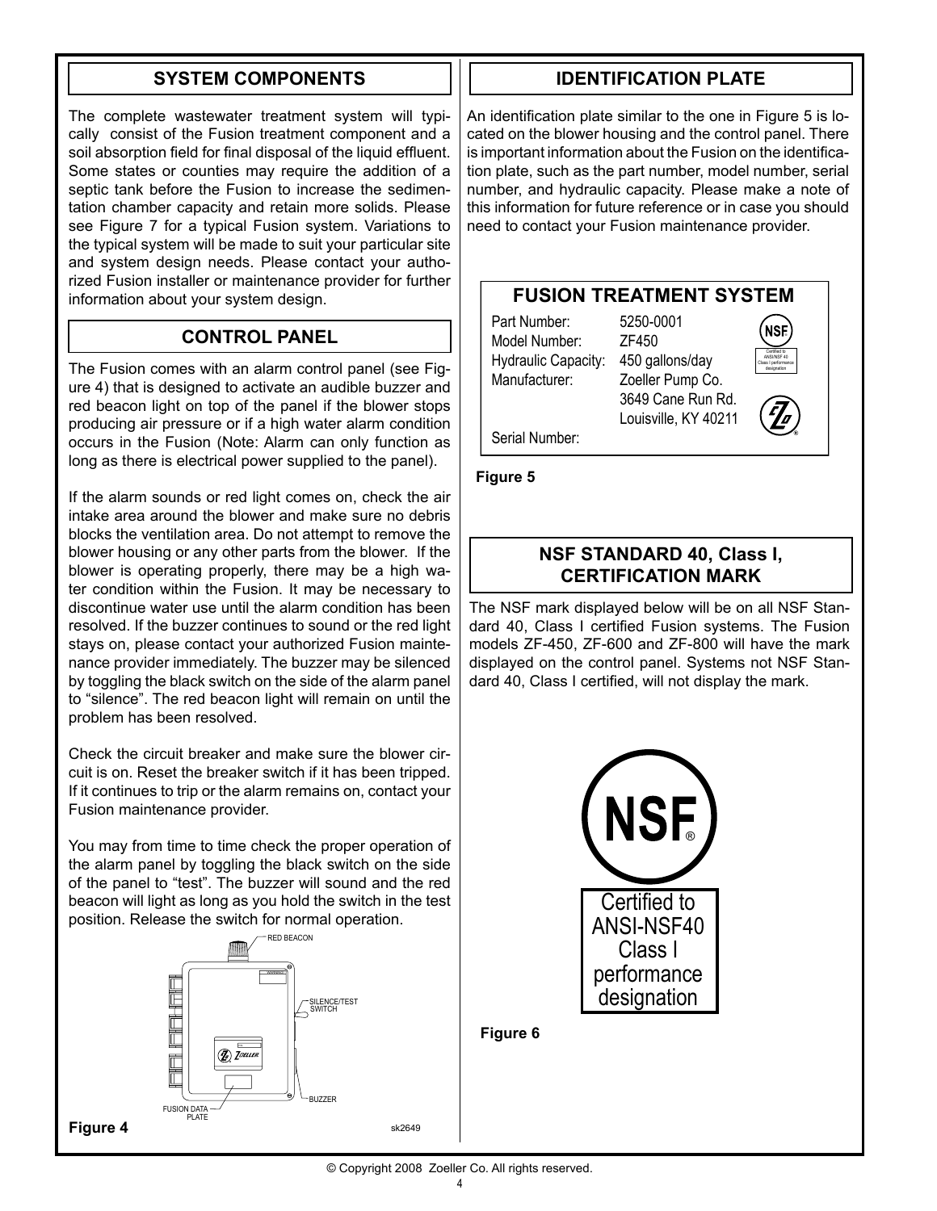## SYSTEM COMPONENTS

The complete wastewater treatment system will typically consist of the Fusion treatment component and a soil absorption field for final disposal of the liquid effluent. Some states or counties may require the addition of a septic tank before the Fusion to increase the sedimentation chamber capacity and retain more solids. Please see Figure 7 for a typical Fusion system. Variations to the typical system will be made to suit your particular site and system design needs. Please contact your authorized Fusion installer or maintenance provider for further information about your system design.

## CONTROL PANEL

The Fusion comes with an alarm control panel (see Figure 4) that is designed to activate an audible buzzer and red beacon light on top of the panel if the blower stops producing air pressure or if a high water alarm condition occurs in the Fusion (Note: Alarm can only function as long as there is electrical power supplied to the panel).

If the alarm sounds or red light comes on, check the air intake area around the blower and make sure no debris blocks the ventilation area. Do not attempt to remove the blower housing or any other parts from the blower. If the blower is operating properly, there may be a high water condition within the Fusion. It may be necessary to discontinue water use until the alarm condition has been resolved. If the buzzer continues to sound or the red light stays on, please contact your authorized Fusion maintenance provider immediately. The buzzer may be silenced by toggling the black switch on the side of the alarm panel to "silence". The red beacon light will remain on until the problem has been resolved.

Check the circuit breaker and make sure the blower circuit is on. Reset the breaker switch if it has been tripped. If it continues to trip or the alarm remains on, contact your Fusion maintenance provider.

You may from time to time check the proper operation of the alarm panel by toggling the black switch on the side of the panel to "test". The buzzer will sound and the red beacon will light as long as you hold the switch in the test position. Release the switch for normal operation.

RED BEACON

SILENCE/TEST SWITCH

BUZZER

FUSION DATA PLATE

sk2649

**Figure 4**

## IDENTIFICATION PLATE

An identification plate similar to the one in Figure 5 is located on the blower housing and the control panel. There is important information about the Fusion on the identification plate, such as the part number, model number, serial number, and hydraulic capacity. Please make a note of this information for future reference or in case you should need to contact your Fusion maintenance provider.

**FUSION TREATMENT SYSTEM**

| | |
|---|---|
| Part Number: | 5250-0001 |
| Model Number: | ZF450 |
| Hydraulic Capacity: | 450 gallons/day |
| Manufacturer: | Zoeller Pump Co. 3649 Cane Run Rd. Louisville, KY 40211 |
| Serial Number: | |

**Figure 5**

## NSF STANDARD 40, Class I, CERTIFICATION MARK

The NSF mark displayed below will be on all NSF Standard 40, Class I certified Fusion systems. The Fusion models ZF-450, ZF-600 and ZF-800 will have the mark displayed on the control panel. Systems not NSF Standard 40, Class I certified, will not display the mark.

NSF®

Certified to ANSI-NSF40 Class I performance designation

**Figure 6**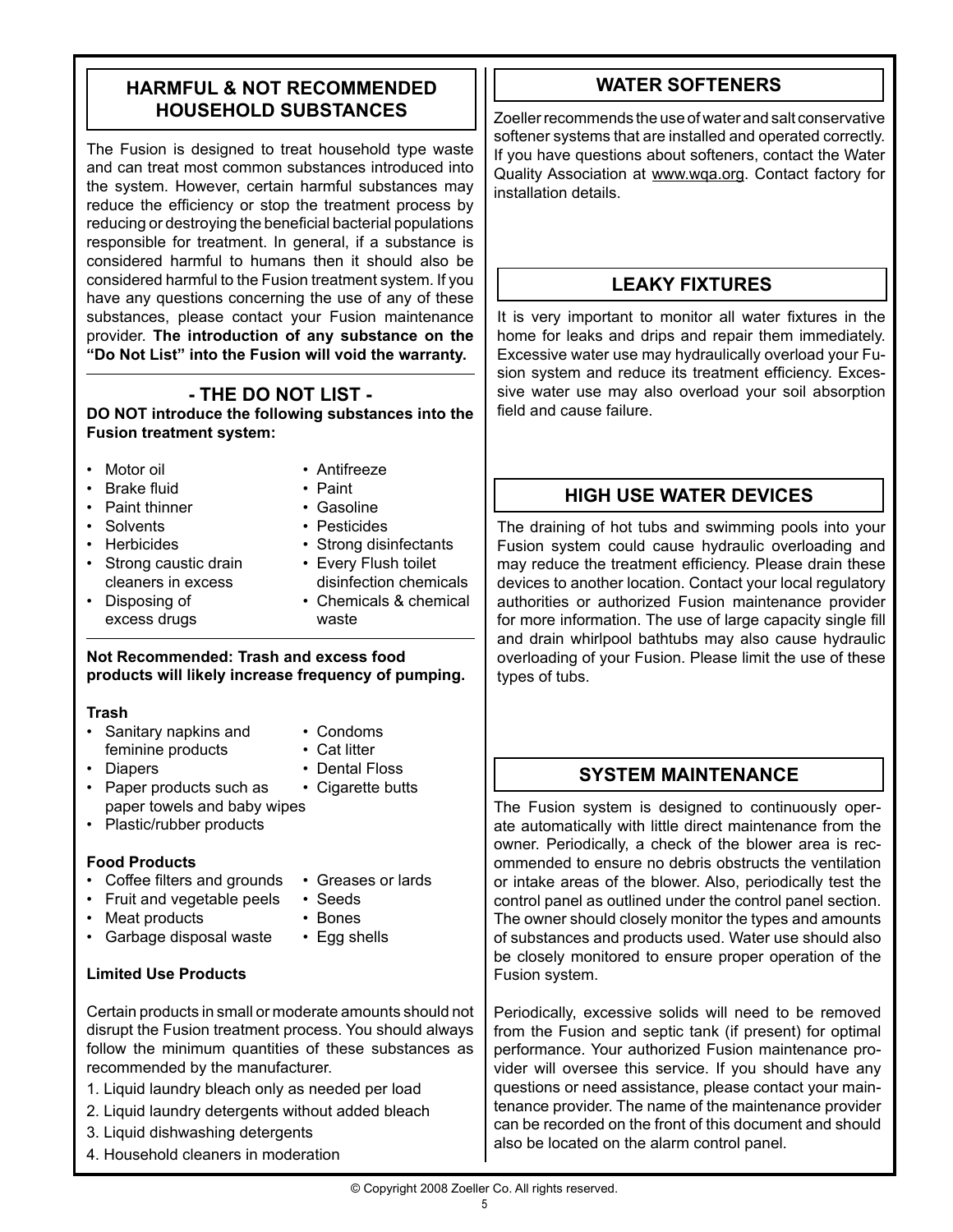## HARMFUL & NOT RECOMMENDED HOUSEHOLD SUBSTANCES

The Fusion is designed to treat household type waste and can treat most common substances introduced into the system. However, certain harmful substances may reduce the efficiency or stop the treatment process by reducing or destroying the beneficial bacterial populations responsible for treatment. In general, if a substance is considered harmful to humans then it should also be considered harmful to the Fusion treatment system. If you have any questions concerning the use of any of these substances, please contact your Fusion maintenance provider. **The introduction of any substance on the "Do Not List" into the Fusion will void the warranty.**

### - THE DO NOT LIST -

**DO NOT introduce the following substances into the Fusion treatment system:**

- Motor oil
- Brake fluid
- Paint thinner
- Solvents
- Herbicides
- Strong caustic drain cleaners in excess
- Disposing of excess drugs
- Antifreeze
- Paint
- Gasoline
- Pesticides
- Strong disinfectants
- Every Flush toilet disinfection chemicals
- Chemicals & chemical waste

**Not Recommended: Trash and excess food products will likely increase frequency of pumping.**

**Trash**

- Sanitary napkins and feminine products
- Diapers
- Paper products such as paper towels and baby wipes
- Plastic/rubber products
- Condoms
- Cat litter
- Dental Floss
- Cigarette butts

**Food Products**

- Coffee filters and grounds
- Fruit and vegetable peels
- Meat products
- Garbage disposal waste
- Greases or lards
- Seeds
- Bones
- Egg shells

**Limited Use Products**

Certain products in small or moderate amounts should not disrupt the Fusion treatment process. You should always follow the minimum quantities of these substances as recommended by the manufacturer.

1. Liquid laundry bleach only as needed per load
2. Liquid laundry detergents without added bleach
3. Liquid dishwashing detergents
4. Household cleaners in moderation

## WATER SOFTENERS

Zoeller recommends the use of water and salt conservative softener systems that are installed and operated correctly. If you have questions about softeners, contact the Water Quality Association at www.wqa.org. Contact factory for installation details.

## LEAKY FIXTURES

It is very important to monitor all water fixtures in the home for leaks and drips and repair them immediately. Excessive water use may hydraulically overload your Fusion system and reduce its treatment efficiency. Excessive water use may also overload your soil absorption field and cause failure.

## HIGH USE WATER DEVICES

The draining of hot tubs and swimming pools into your Fusion system could cause hydraulic overloading and may reduce the treatment efficiency. Please drain these devices to another location. Contact your local regulatory authorities or authorized Fusion maintenance provider for more information. The use of large capacity single fill and drain whirlpool bathtubs may also cause hydraulic overloading of your Fusion. Please limit the use of these types of tubs.

## SYSTEM MAINTENANCE

The Fusion system is designed to continuously operate automatically with little direct maintenance from the owner. Periodically, a check of the blower area is recommended to ensure no debris obstructs the ventilation or intake areas of the blower. Also, periodically test the control panel as outlined under the control panel section. The owner should closely monitor the types and amounts of substances and products used. Water use should also be closely monitored to ensure proper operation of the Fusion system.

Periodically, excessive solids will need to be removed from the Fusion and septic tank (if present) for optimal performance. Your authorized Fusion maintenance provider will oversee this service. If you should have any questions or need assistance, please contact your maintenance provider. The name of the maintenance provider can be recorded on the front of this document and should also be located on the alarm control panel.

© Copyright 2008 Zoeller Co. All rights reserved.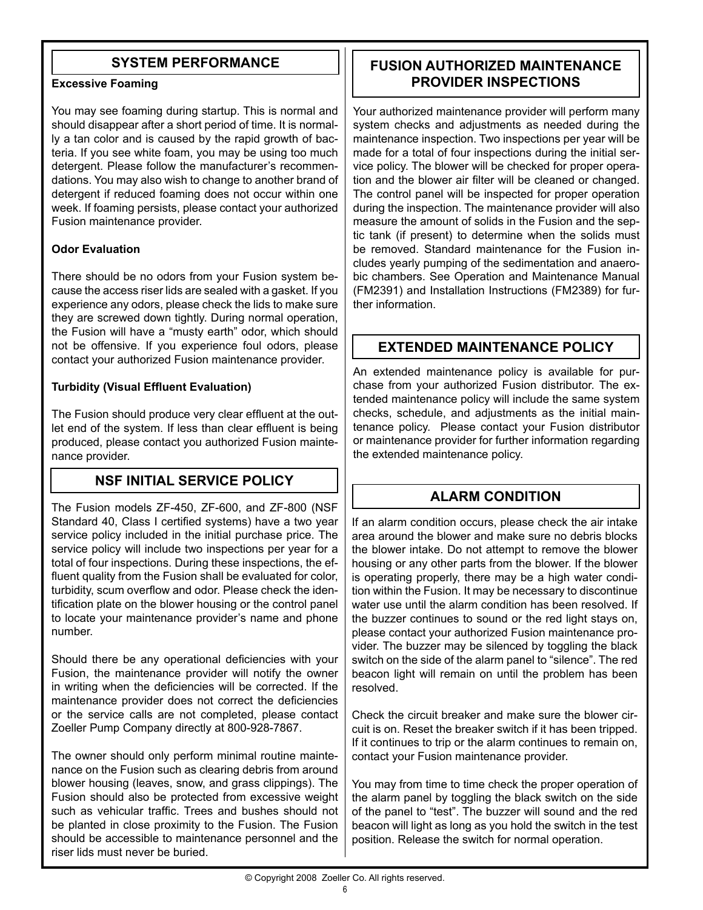## SYSTEM PERFORMANCE

**Excessive Foaming**

You may see foaming during startup. This is normal and should disappear after a short period of time. It is normally a tan color and is caused by the rapid growth of bacteria. If you see white foam, you may be using too much detergent. Please follow the manufacturer's recommendations. You may also wish to change to another brand of detergent if reduced foaming does not occur within one week. If foaming persists, please contact your authorized Fusion maintenance provider.

**Odor Evaluation**

There should be no odors from your Fusion system because the access riser lids are sealed with a gasket. If you experience any odors, please check the lids to make sure they are screwed down tightly. During normal operation, the Fusion will have a "musty earth" odor, which should not be offensive. If you experience foul odors, please contact your authorized Fusion maintenance provider.

**Turbidity (Visual Effluent Evaluation)**

The Fusion should produce very clear effluent at the outlet end of the system. If less than clear effluent is being produced, please contact you authorized Fusion maintenance provider.

## NSF INITIAL SERVICE POLICY

The Fusion models ZF-450, ZF-600, and ZF-800 (NSF Standard 40, Class I certified systems) have a two year service policy included in the initial purchase price. The service policy will include two inspections per year for a total of four inspections. During these inspections, the effluent quality from the Fusion shall be evaluated for color, turbidity, scum overflow and odor. Please check the identification plate on the blower housing or the control panel to locate your maintenance provider's name and phone number.

Should there be any operational deficiencies with your Fusion, the maintenance provider will notify the owner in writing when the deficiencies will be corrected. If the maintenance provider does not correct the deficiencies or the service calls are not completed, please contact Zoeller Pump Company directly at 800-928-7867.

The owner should only perform minimal routine maintenance on the Fusion such as clearing debris from around blower housing (leaves, snow, and grass clippings). The Fusion should also be protected from excessive weight such as vehicular traffic. Trees and bushes should not be planted in close proximity to the Fusion. The Fusion should be accessible to maintenance personnel and the riser lids must never be buried.

## FUSION AUTHORIZED MAINTENANCE PROVIDER INSPECTIONS

Your authorized maintenance provider will perform many system checks and adjustments as needed during the maintenance inspection. Two inspections per year will be made for a total of four inspections during the initial service policy. The blower will be checked for proper operation and the blower air filter will be cleaned or changed. The control panel will be inspected for proper operation during the inspection. The maintenance provider will also measure the amount of solids in the Fusion and the septic tank (if present) to determine when the solids must be removed. Standard maintenance for the Fusion includes yearly pumping of the sedimentation and anaerobic chambers. See Operation and Maintenance Manual (FM2391) and Installation Instructions (FM2389) for further information.

## EXTENDED MAINTENANCE POLICY

An extended maintenance policy is available for purchase from your authorized Fusion distributor. The extended maintenance policy will include the same system checks, schedule, and adjustments as the initial maintenance policy. Please contact your Fusion distributor or maintenance provider for further information regarding the extended maintenance policy.

## ALARM CONDITION

If an alarm condition occurs, please check the air intake area around the blower and make sure no debris blocks the blower intake. Do not attempt to remove the blower housing or any other parts from the blower. If the blower is operating properly, there may be a high water condition within the Fusion. It may be necessary to discontinue water use until the alarm condition has been resolved. If the buzzer continues to sound or the red light stays on, please contact your authorized Fusion maintenance provider. The buzzer may be silenced by toggling the black switch on the side of the alarm panel to "silence". The red beacon light will remain on until the problem has been resolved.

Check the circuit breaker and make sure the blower circuit is on. Reset the breaker switch if it has been tripped. If it continues to trip or the alarm continues to remain on, contact your Fusion maintenance provider.

You may from time to time check the proper operation of the alarm panel by toggling the black switch on the side of the panel to "test". The buzzer will sound and the red beacon will light as long as you hold the switch in the test position. Release the switch for normal operation.

© Copyright 2008 Zoeller Co. All rights reserved.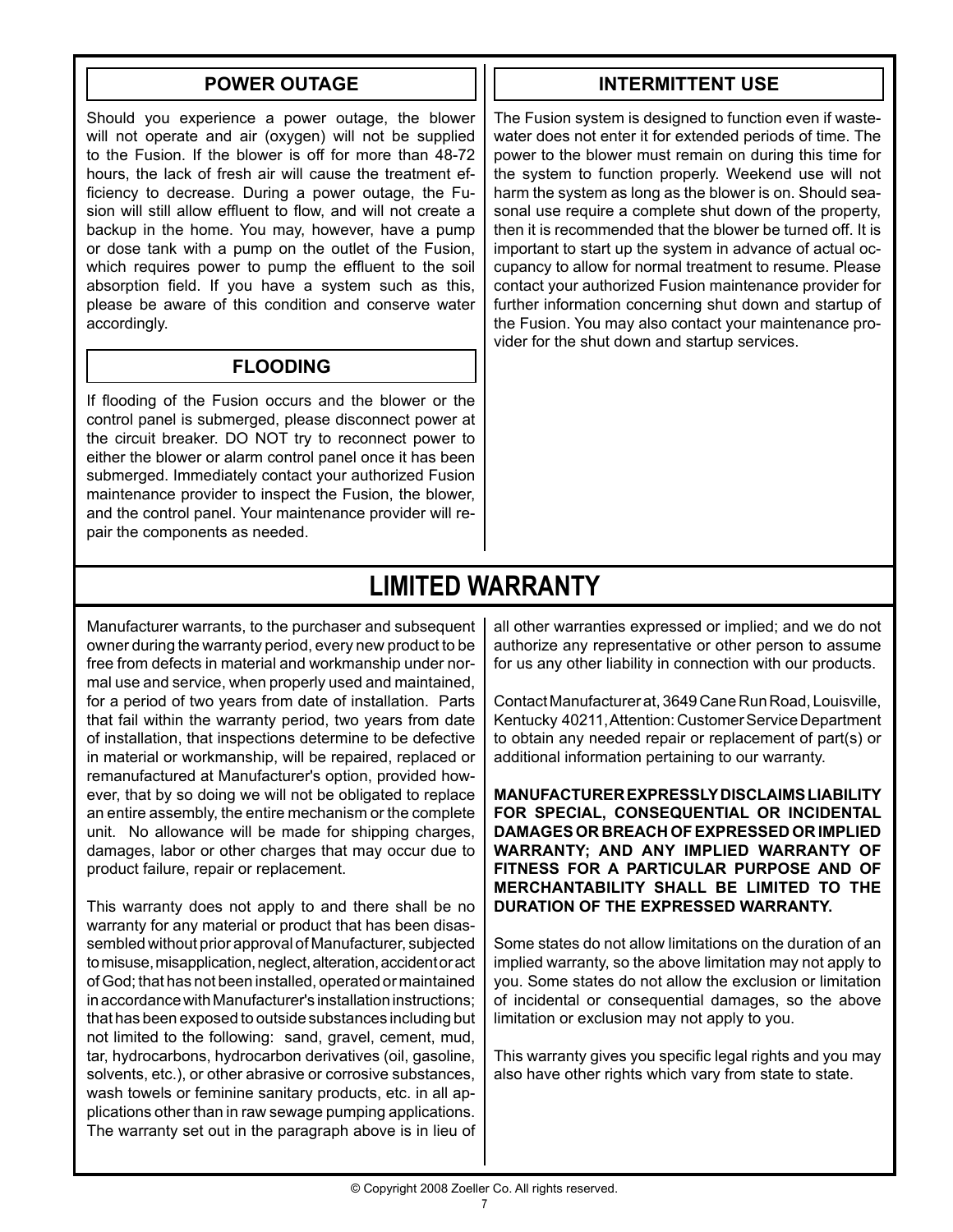## POWER OUTAGE

Should you experience a power outage, the blower will not operate and air (oxygen) will not be supplied to the Fusion. If the blower is off for more than 48-72 hours, the lack of fresh air will cause the treatment efficiency to decrease. During a power outage, the Fusion will still allow effluent to flow, and will not create a backup in the home. You may, however, have a pump or dose tank with a pump on the outlet of the Fusion, which requires power to pump the effluent to the soil absorption field. If you have a system such as this, please be aware of this condition and conserve water accordingly.

## FLOODING

If flooding of the Fusion occurs and the blower or the control panel is submerged, please disconnect power at the circuit breaker. DO NOT try to reconnect power to either the blower or alarm control panel once it has been submerged. Immediately contact your authorized Fusion maintenance provider to inspect the Fusion, the blower, and the control panel. Your maintenance provider will repair the components as needed.

## INTERMITTENT USE

The Fusion system is designed to function even if wastewater does not enter it for extended periods of time. The power to the blower must remain on during this time for the system to function properly. Weekend use will not harm the system as long as the blower is on. Should seasonal use require a complete shut down of the property, then it is recommended that the blower be turned off. It is important to start up the system in advance of actual occupancy to allow for normal treatment to resume. Please contact your authorized Fusion maintenance provider for further information concerning shut down and startup of the Fusion. You may also contact your maintenance provider for the shut down and startup services.

# LIMITED WARRANTY

Manufacturer warrants, to the purchaser and subsequent owner during the warranty period, every new product to be free from defects in material and workmanship under normal use and service, when properly used and maintained, for a period of two years from date of installation. Parts that fail within the warranty period, two years from date of installation, that inspections determine to be defective in material or workmanship, will be repaired, replaced or remanufactured at Manufacturer's option, provided however, that by so doing we will not be obligated to replace an entire assembly, the entire mechanism or the complete unit. No allowance will be made for shipping charges, damages, labor or other charges that may occur due to product failure, repair or replacement.

This warranty does not apply to and there shall be no warranty for any material or product that has been disassembled without prior approval of Manufacturer, subjected to misuse, misapplication, neglect, alteration, accident or act of God; that has not been installed, operated or maintained in accordance with Manufacturer's installation instructions; that has been exposed to outside substances including but not limited to the following: sand, gravel, cement, mud, tar, hydrocarbons, hydrocarbon derivatives (oil, gasoline, solvents, etc.), or other abrasive or corrosive substances, wash towels or feminine sanitary products, etc. in all applications other than in raw sewage pumping applications. The warranty set out in the paragraph above is in lieu of all other warranties expressed or implied; and we do not authorize any representative or other person to assume for us any other liability in connection with our products.

Contact Manufacturer at, 3649 Cane Run Road, Louisville, Kentucky 40211, Attention: Customer Service Department to obtain any needed repair or replacement of part(s) or additional information pertaining to our warranty.

**MANUFACTURER EXPRESSLY DISCLAIMS LIABILITY FOR SPECIAL, CONSEQUENTIAL OR INCIDENTAL DAMAGES OR BREACH OF EXPRESSED OR IMPLIED WARRANTY; AND ANY IMPLIED WARRANTY OF FITNESS FOR A PARTICULAR PURPOSE AND OF MERCHANTABILITY SHALL BE LIMITED TO THE DURATION OF THE EXPRESSED WARRANTY.**

Some states do not allow limitations on the duration of an implied warranty, so the above limitation may not apply to you. Some states do not allow the exclusion or limitation of incidental or consequential damages, so the above limitation or exclusion may not apply to you.

This warranty gives you specific legal rights and you may also have other rights which vary from state to state.

© Copyright 2008 Zoeller Co. All rights reserved.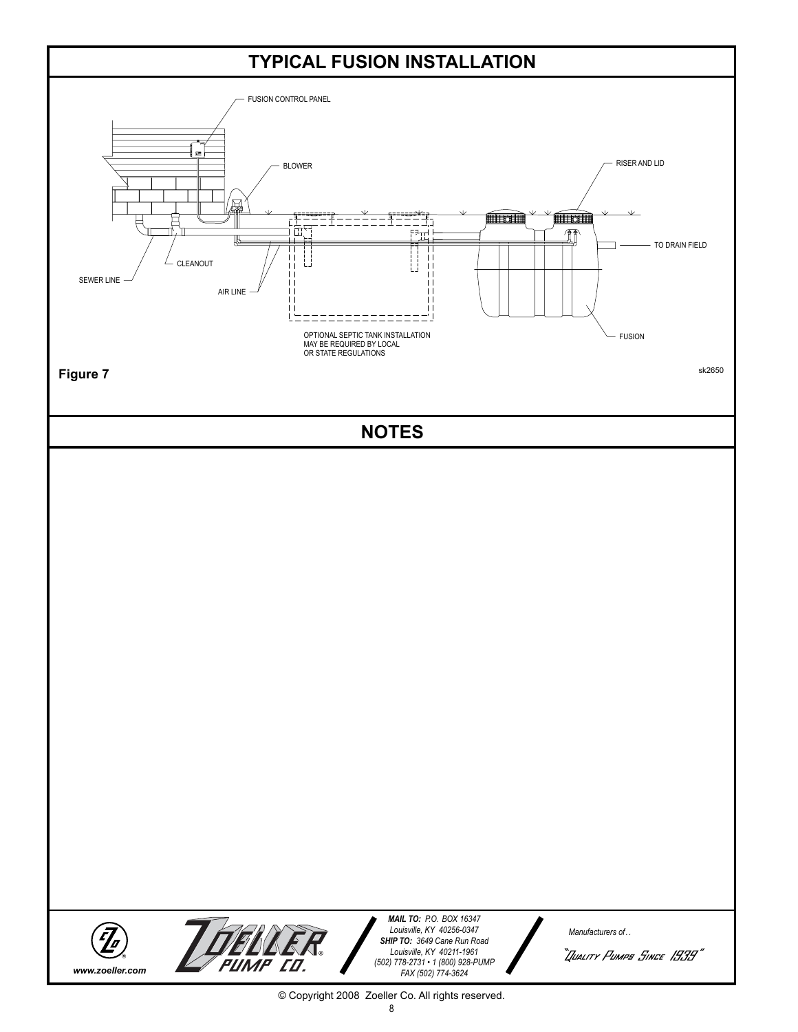## TYPICAL FUSION INSTALLATION

FUSION CONTROL PANEL

BLOWER

RISER AND LID

TO DRAIN FIELD

SEWER LINE

CLEANOUT

AIR LINE

OPTIONAL SEPTIC TANK INSTALLATION MAY BE REQUIRED BY LOCAL OR STATE REGULATIONS

FUSION

**Figure 7**

sk2650

## NOTES

www.zoeller.com

ZOELLER PUMP CO.

***MAIL TO:*** *P.O. BOX 16347*
*Louisville, KY 40256-0347*
***SHIP TO:*** *3649 Cane Run Road*
*Louisville, KY 40211-1961*
*(502) 778-2731 • 1 (800) 928-PUMP*
*FAX (502) 774-3624*

*Manufacturers of . .*

*"Quality Pumps Since 1939"*

© Copyright 2008 Zoeller Co. All rights reserved.